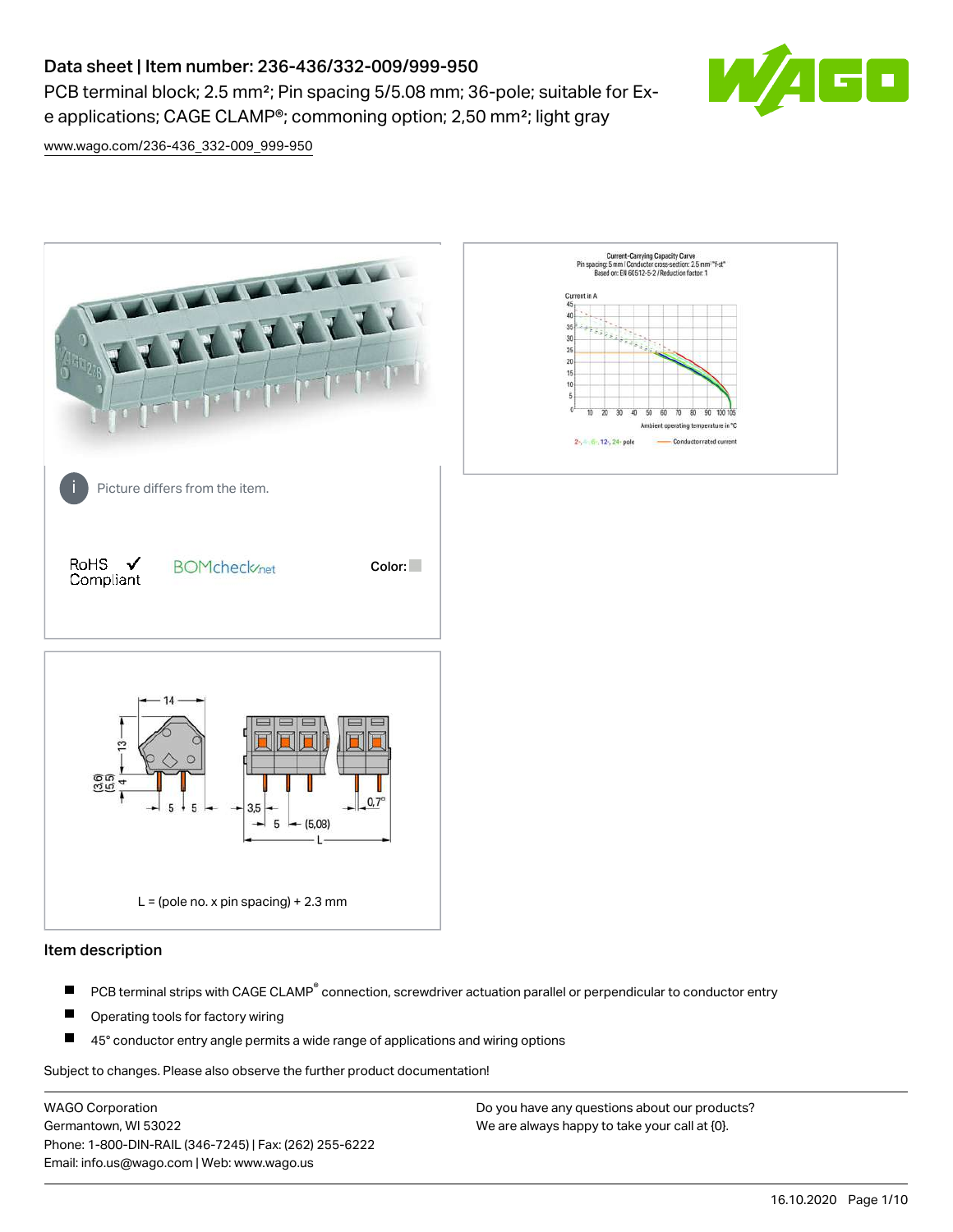# Data sheet | Item number: 236-436/332-009/999-950

PCB terminal block; 2.5 mm²; Pin spacing 5/5.08 mm; 36-pole; suitable for Ex-e applications; CAGE CLAMP®; commoning option; 2,50 mm²; light gray

www.wago.com/236-436_332-009_999-950

Picture differs from the item.

RoHS ✓ Compliant

BOMcheck.net

Color:

L = (pole no. x pin spacing) + 2.3 mm

## Item description

- PCB terminal strips with CAGE CLAMP® connection, screwdriver actuation parallel or perpendicular to conductor entry
- Operating tools for factory wiring
- 45° conductor entry angle permits a wide range of applications and wiring options

Subject to changes. Please also observe the further product documentation!

WAGO Corporation
Germantown, WI 53022
Phone: 1-800-DIN-RAIL (346-7245) | Fax: (262) 255-6222
Email: info.us@wago.com | Web: www.wago.us

Do you have any questions about our products?
We are always happy to take your call at {0}.

16.10.2020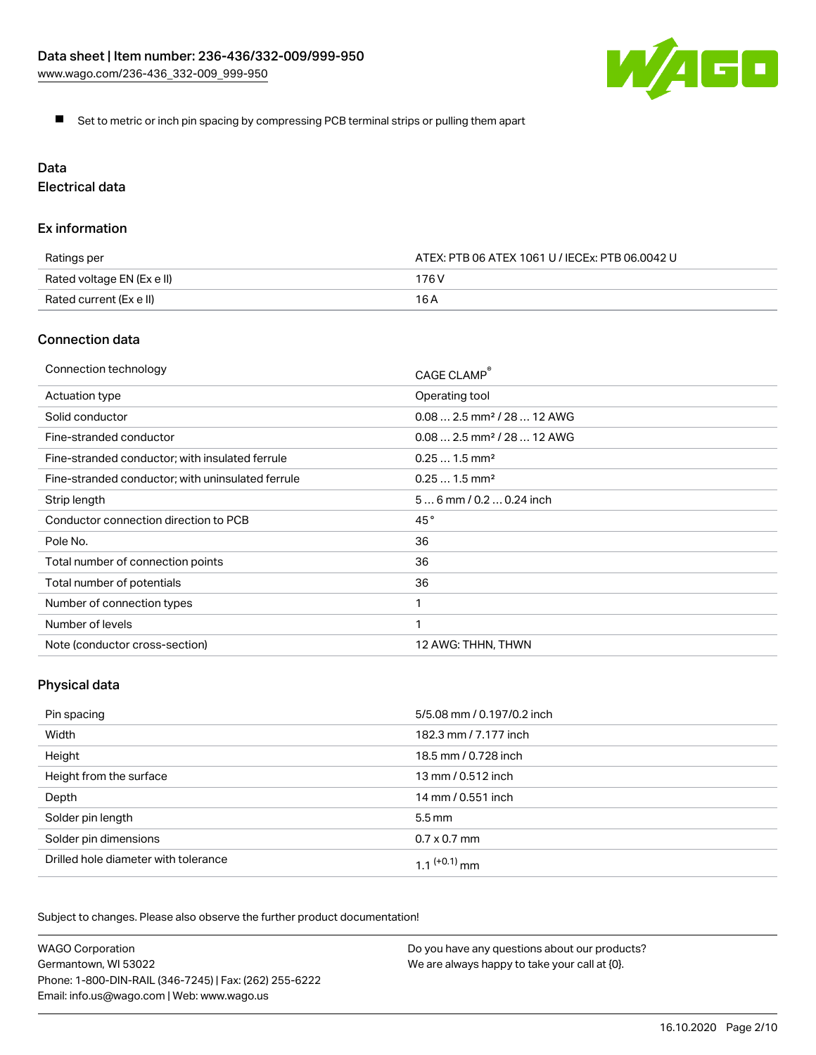- Set to metric or inch pin spacing by compressing PCB terminal strips or pulling them apart

## Data

### Electrical data

#### Ex information

| | |
|---|---|
| Ratings per | ATEX: PTB 06 ATEX 1061 U / IECEx: PTB 06.0042 U |
| Rated voltage EN (Ex e II) | 176 V |
| Rated current (Ex e II) | 16 A |

#### Connection data

| | |
|---|---|
| Connection technology | CAGE CLAMP® |
| Actuation type | Operating tool |
| Solid conductor | 0.08 … 2.5 mm² / 28 … 12 AWG |
| Fine-stranded conductor | 0.08 … 2.5 mm² / 28 … 12 AWG |
| Fine-stranded conductor; with insulated ferrule | 0.25 … 1.5 mm² |
| Fine-stranded conductor; with uninsulated ferrule | 0.25 … 1.5 mm² |
| Strip length | 5 … 6 mm / 0.2 … 0.24 inch |
| Conductor connection direction to PCB | 45 ° |
| Pole No. | 36 |
| Total number of connection points | 36 |
| Total number of potentials | 36 |
| Number of connection types | 1 |
| Number of levels | 1 |
| Note (conductor cross-section) | 12 AWG: THHN, THWN |

#### Physical data

| | |
|---|---|
| Pin spacing | 5/5.08 mm / 0.197/0.2 inch |
| Width | 182.3 mm / 7.177 inch |
| Height | 18.5 mm / 0.728 inch |
| Height from the surface | 13 mm / 0.512 inch |
| Depth | 14 mm / 0.551 inch |
| Solder pin length | 5.5 mm |
| Solder pin dimensions | 0.7 x 0.7 mm |
| Drilled hole diameter with tolerance | $1.1^{(+0.1)}$ mm |

Subject to changes. Please also observe the further product documentation!

WAGO Corporation
Germantown, WI 53022
Phone: 1-800-DIN-RAIL (346-7245) | Fax: (262) 255-6222
Email: info.us@wago.com | Web: www.wago.us

Do you have any questions about our products?
We are always happy to take your call at {0}.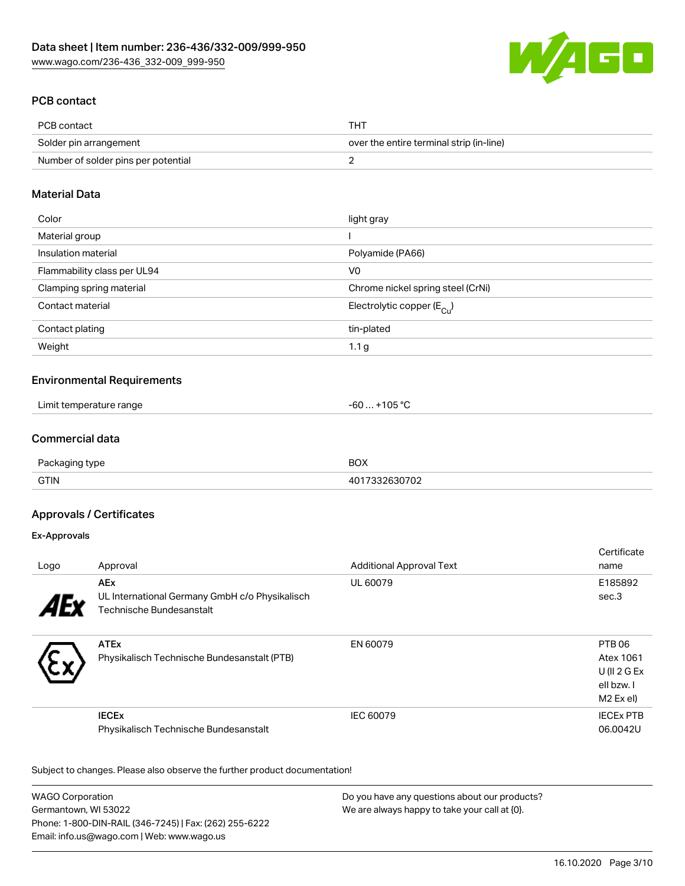## PCB contact

| PCB contact | THT |
|---|---|
| Solder pin arrangement | over the entire terminal strip (in-line) |
| Number of solder pins per potential | 2 |

## Material Data

| Color | light gray |
|---|---|
| Material group | I |
| Insulation material | Polyamide (PA66) |
| Flammability class per UL94 | V0 |
| Clamping spring material | Chrome nickel spring steel (CrNi) |
| Contact material | Electrolytic copper ($E_{Cu}$) |
| Contact plating | tin-plated |
| Weight | 1.1 g |

## Environmental Requirements

| Limit temperature range | -60 … +105 °C |
|---|---|

## Commercial data

| Packaging type | BOX |
|---|---|
| GTIN | 4017332630702 |

## Approvals / Certificates

### Ex-Approvals

| Logo | Approval | Additional Approval Text | Certificate name |
|---|---|---|---|
| | **AEx** UL International Germany GmbH c/o Physikalisch Technische Bundesanstalt | UL 60079 | E185892 sec.3 |
| | **ATEx** Physikalisch Technische Bundesanstalt (PTB) | EN 60079 | PTB 06 Atex 1061 U (II 2 G Ex eII bzw. I M2 Ex eI) |
| | **IECEx** Physikalisch Technische Bundesanstalt | IEC 60079 | IECEx PTB 06.0042U |

Subject to changes. Please also observe the further product documentation!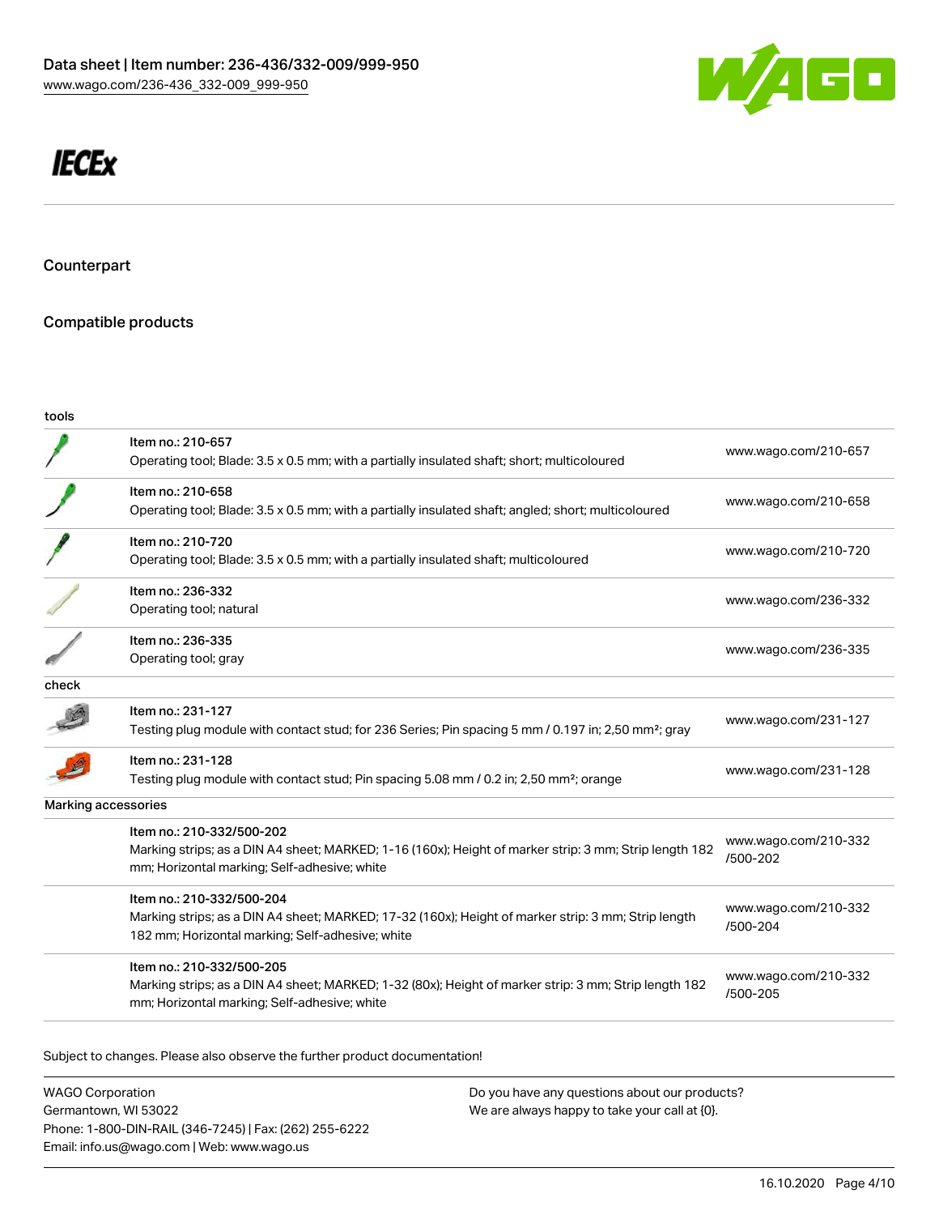IECEx

## Counterpart

## Compatible products

| tools | | |
|---|---|---|
| | Item no.: 210-657<br>Operating tool; Blade: 3.5 x 0.5 mm; with a partially insulated shaft; short; multicoloured | www.wago.com/210-657 |
| | Item no.: 210-658<br>Operating tool; Blade: 3.5 x 0.5 mm; with a partially insulated shaft; angled; short; multicoloured | www.wago.com/210-658 |
| | Item no.: 210-720<br>Operating tool; Blade: 3.5 x 0.5 mm; with a partially insulated shaft; multicoloured | www.wago.com/210-720 |
| | Item no.: 236-332<br>Operating tool; natural | www.wago.com/236-332 |
| | Item no.: 236-335<br>Operating tool; gray | www.wago.com/236-335 |
| **check** | | |
| | Item no.: 231-127<br>Testing plug module with contact stud; for 236 Series; Pin spacing 5 mm / 0.197 in; 2,50 mm²; gray | www.wago.com/231-127 |
| | Item no.: 231-128<br>Testing plug module with contact stud; Pin spacing 5.08 mm / 0.2 in; 2,50 mm²; orange | www.wago.com/231-128 |
| **Marking accessories** | | |
| | Item no.: 210-332/500-202<br>Marking strips; as a DIN A4 sheet; MARKED; 1-16 (160x); Height of marker strip: 3 mm; Strip length 182 mm; Horizontal marking; Self-adhesive; white | www.wago.com/210-332/500-202 |
| | Item no.: 210-332/500-204<br>Marking strips; as a DIN A4 sheet; MARKED; 17-32 (160x); Height of marker strip: 3 mm; Strip length 182 mm; Horizontal marking; Self-adhesive; white | www.wago.com/210-332/500-204 |
| | Item no.: 210-332/500-205<br>Marking strips; as a DIN A4 sheet; MARKED; 1-32 (80x); Height of marker strip: 3 mm; Strip length 182 mm; Horizontal marking; Self-adhesive; white | www.wago.com/210-332/500-205 |

Subject to changes. Please also observe the further product documentation!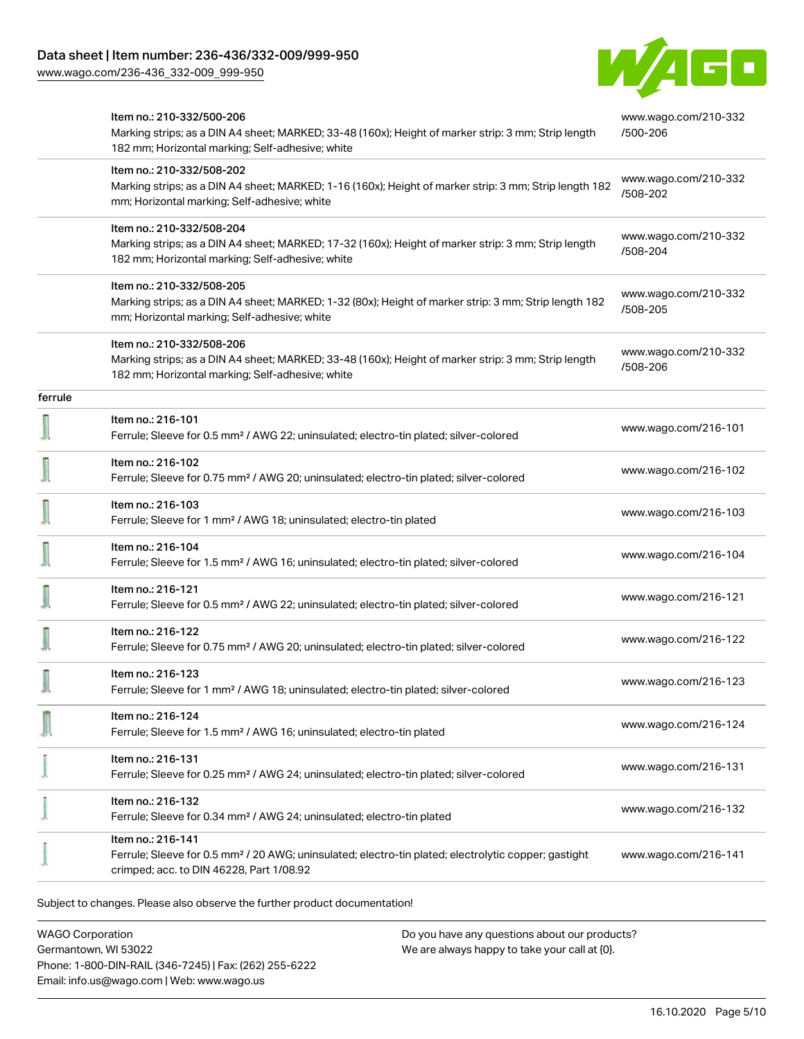| | | |
|---|---|---|
| | Item no.: 210-332/500-206<br>Marking strips; as a DIN A4 sheet; MARKED; 33-48 (160x); Height of marker strip: 3 mm; Strip length 182 mm; Horizontal marking; Self-adhesive; white | www.wago.com/210-332/500-206 |
| | Item no.: 210-332/508-202<br>Marking strips; as a DIN A4 sheet; MARKED; 1-16 (160x); Height of marker strip: 3 mm; Strip length 182 mm; Horizontal marking; Self-adhesive; white | www.wago.com/210-332/508-202 |
| | Item no.: 210-332/508-204<br>Marking strips; as a DIN A4 sheet; MARKED; 17-32 (160x); Height of marker strip: 3 mm; Strip length 182 mm; Horizontal marking; Self-adhesive; white | www.wago.com/210-332/508-204 |
| | Item no.: 210-332/508-205<br>Marking strips; as a DIN A4 sheet; MARKED; 1-32 (80x); Height of marker strip: 3 mm; Strip length 182 mm; Horizontal marking; Self-adhesive; white | www.wago.com/210-332/508-205 |
| | Item no.: 210-332/508-206<br>Marking strips; as a DIN A4 sheet; MARKED; 33-48 (160x); Height of marker strip: 3 mm; Strip length 182 mm; Horizontal marking; Self-adhesive; white | www.wago.com/210-332/508-206 |
| ferrule | | |
| | Item no.: 216-101<br>Ferrule; Sleeve for 0.5 mm² / AWG 22; uninsulated; electro-tin plated; silver-colored | www.wago.com/216-101 |
| | Item no.: 216-102<br>Ferrule; Sleeve for 0.75 mm² / AWG 20; uninsulated; electro-tin plated; silver-colored | www.wago.com/216-102 |
| | Item no.: 216-103<br>Ferrule; Sleeve for 1 mm² / AWG 18; uninsulated; electro-tin plated | www.wago.com/216-103 |
| | Item no.: 216-104<br>Ferrule; Sleeve for 1.5 mm² / AWG 16; uninsulated; electro-tin plated; silver-colored | www.wago.com/216-104 |
| | Item no.: 216-121<br>Ferrule; Sleeve for 0.5 mm² / AWG 22; uninsulated; electro-tin plated; silver-colored | www.wago.com/216-121 |
| | Item no.: 216-122<br>Ferrule; Sleeve for 0.75 mm² / AWG 20; uninsulated; electro-tin plated; silver-colored | www.wago.com/216-122 |
| | Item no.: 216-123<br>Ferrule; Sleeve for 1 mm² / AWG 18; uninsulated; electro-tin plated; silver-colored | www.wago.com/216-123 |
| | Item no.: 216-124<br>Ferrule; Sleeve for 1.5 mm² / AWG 16; uninsulated; electro-tin plated | www.wago.com/216-124 |
| | Item no.: 216-131<br>Ferrule; Sleeve for 0.25 mm² / AWG 24; uninsulated; electro-tin plated; silver-colored | www.wago.com/216-131 |
| | Item no.: 216-132<br>Ferrule; Sleeve for 0.34 mm² / AWG 24; uninsulated; electro-tin plated | www.wago.com/216-132 |
| | Item no.: 216-141<br>Ferrule; Sleeve for 0.5 mm² / 20 AWG; uninsulated; electro-tin plated; electrolytic copper; gastight crimped; acc. to DIN 46228, Part 1/08.92 | www.wago.com/216-141 |

Subject to changes. Please also observe the further product documentation!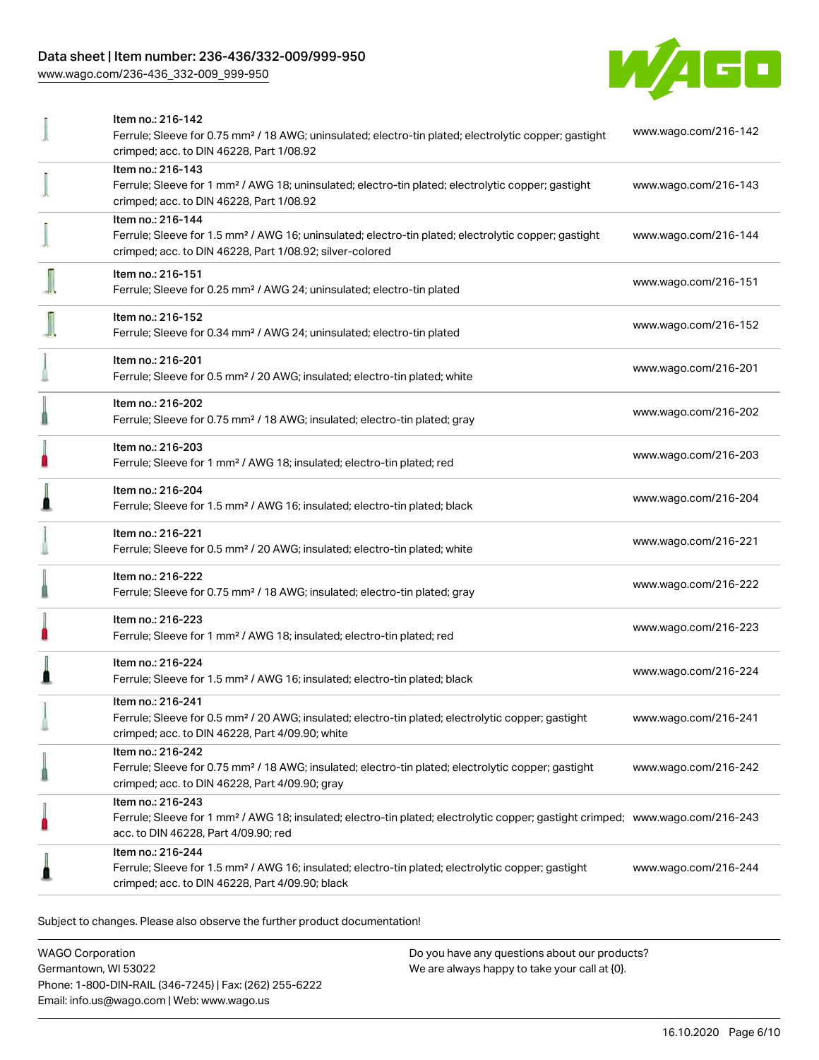| | | |
|---|---|---|
| | Item no.: 216-142<br>Ferrule; Sleeve for 0.75 mm² / 18 AWG; uninsulated; electro-tin plated; electrolytic copper; gastight crimped; acc. to DIN 46228, Part 1/08.92 | www.wago.com/216-142 |
| | Item no.: 216-143<br>Ferrule; Sleeve for 1 mm² / AWG 18; uninsulated; electro-tin plated; electrolytic copper; gastight crimped; acc. to DIN 46228, Part 1/08.92 | www.wago.com/216-143 |
| | Item no.: 216-144<br>Ferrule; Sleeve for 1.5 mm² / AWG 16; uninsulated; electro-tin plated; electrolytic copper; gastight crimped; acc. to DIN 46228, Part 1/08.92; silver-colored | www.wago.com/216-144 |
| | Item no.: 216-151<br>Ferrule; Sleeve for 0.25 mm² / AWG 24; uninsulated; electro-tin plated | www.wago.com/216-151 |
| | Item no.: 216-152<br>Ferrule; Sleeve for 0.34 mm² / AWG 24; uninsulated; electro-tin plated | www.wago.com/216-152 |
| | Item no.: 216-201<br>Ferrule; Sleeve for 0.5 mm² / 20 AWG; insulated; electro-tin plated; white | www.wago.com/216-201 |
| | Item no.: 216-202<br>Ferrule; Sleeve for 0.75 mm² / 18 AWG; insulated; electro-tin plated; gray | www.wago.com/216-202 |
| | Item no.: 216-203<br>Ferrule; Sleeve for 1 mm² / AWG 18; insulated; electro-tin plated; red | www.wago.com/216-203 |
| | Item no.: 216-204<br>Ferrule; Sleeve for 1.5 mm² / AWG 16; insulated; electro-tin plated; black | www.wago.com/216-204 |
| | Item no.: 216-221<br>Ferrule; Sleeve for 0.5 mm² / 20 AWG; insulated; electro-tin plated; white | www.wago.com/216-221 |
| | Item no.: 216-222<br>Ferrule; Sleeve for 0.75 mm² / 18 AWG; insulated; electro-tin plated; gray | www.wago.com/216-222 |
| | Item no.: 216-223<br>Ferrule; Sleeve for 1 mm² / AWG 18; insulated; electro-tin plated; red | www.wago.com/216-223 |
| | Item no.: 216-224<br>Ferrule; Sleeve for 1.5 mm² / AWG 16; insulated; electro-tin plated; black | www.wago.com/216-224 |
| | Item no.: 216-241<br>Ferrule; Sleeve for 0.5 mm² / 20 AWG; insulated; electro-tin plated; electrolytic copper; gastight crimped; acc. to DIN 46228, Part 4/09.90; white | www.wago.com/216-241 |
| | Item no.: 216-242<br>Ferrule; Sleeve for 0.75 mm² / 18 AWG; insulated; electro-tin plated; electrolytic copper; gastight crimped; acc. to DIN 46228, Part 4/09.90; gray | www.wago.com/216-242 |
| | Item no.: 216-243<br>Ferrule; Sleeve for 1 mm² / AWG 18; insulated; electro-tin plated; electrolytic copper; gastight crimped; acc. to DIN 46228, Part 4/09.90; red | www.wago.com/216-243 |
| | Item no.: 216-244<br>Ferrule; Sleeve for 1.5 mm² / AWG 16; insulated; electro-tin plated; electrolytic copper; gastight crimped; acc. to DIN 46228, Part 4/09.90; black | www.wago.com/216-244 |

Subject to changes. Please also observe the further product documentation!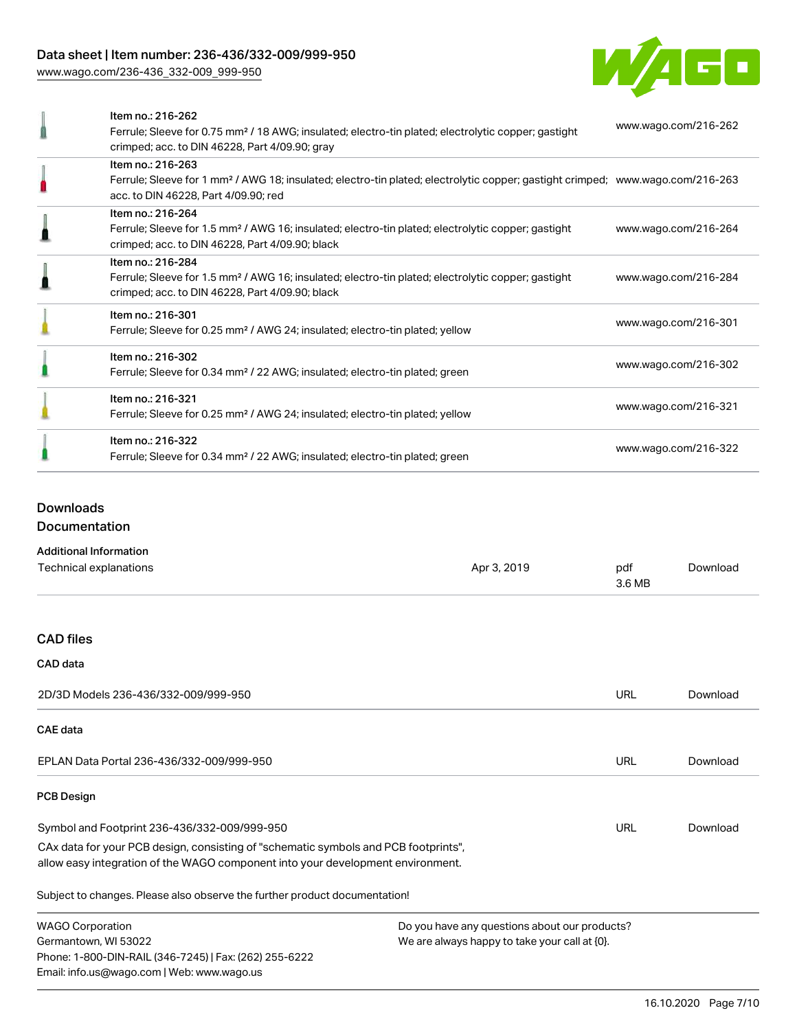| Item | Description | Link |
| --- | --- | --- |
| Item no.: 216-262 | Ferrule; Sleeve for 0.75 mm² / 18 AWG; insulated; electro-tin plated; electrolytic copper; gastight crimped; acc. to DIN 46228, Part 4/09.90; gray | www.wago.com/216-262 |
| Item no.: 216-263 | Ferrule; Sleeve for 1 mm² / AWG 18; insulated; electro-tin plated; electrolytic copper; gastight crimped; acc. to DIN 46228, Part 4/09.90; red | www.wago.com/216-263 |
| Item no.: 216-264 | Ferrule; Sleeve for 1.5 mm² / AWG 16; insulated; electro-tin plated; electrolytic copper; gastight crimped; acc. to DIN 46228, Part 4/09.90; black | www.wago.com/216-264 |
| Item no.: 216-284 | Ferrule; Sleeve for 1.5 mm² / AWG 16; insulated; electro-tin plated; electrolytic copper; gastight crimped; acc. to DIN 46228, Part 4/09.90; black | www.wago.com/216-284 |
| Item no.: 216-301 | Ferrule; Sleeve for 0.25 mm² / AWG 24; insulated; electro-tin plated; yellow | www.wago.com/216-301 |
| Item no.: 216-302 | Ferrule; Sleeve for 0.34 mm² / 22 AWG; insulated; electro-tin plated; green | www.wago.com/216-302 |
| Item no.: 216-321 | Ferrule; Sleeve for 0.25 mm² / AWG 24; insulated; electro-tin plated; yellow | www.wago.com/216-321 |
| Item no.: 216-322 | Ferrule; Sleeve for 0.34 mm² / 22 AWG; insulated; electro-tin plated; green | www.wago.com/216-322 |

## Downloads

### Documentation

**Additional Information**

| | | | |
| --- | --- | --- | --- |
| Technical explanations | Apr 3, 2019 | pdf 3.6 MB | Download |

### CAD files

**CAD data**

| | | |
| --- | --- | --- |
| 2D/3D Models 236-436/332-009/999-950 | URL | Download |

**CAE data**

| | | |
| --- | --- | --- |
| EPLAN Data Portal 236-436/332-009/999-950 | URL | Download |

**PCB Design**

| | | |
| --- | --- | --- |
| Symbol and Footprint 236-436/332-009/999-950 | URL | Download |

CAx data for your PCB design, consisting of "schematic symbols and PCB footprints", allow easy integration of the WAGO component into your development environment.

Subject to changes. Please also observe the further product documentation!

WAGO Corporation
Germantown, WI 53022
Phone: 1-800-DIN-RAIL (346-7245) | Fax: (262) 255-6222
Email: info.us@wago.com | Web: www.wago.us

Do you have any questions about our products?
We are always happy to take your call at {0}.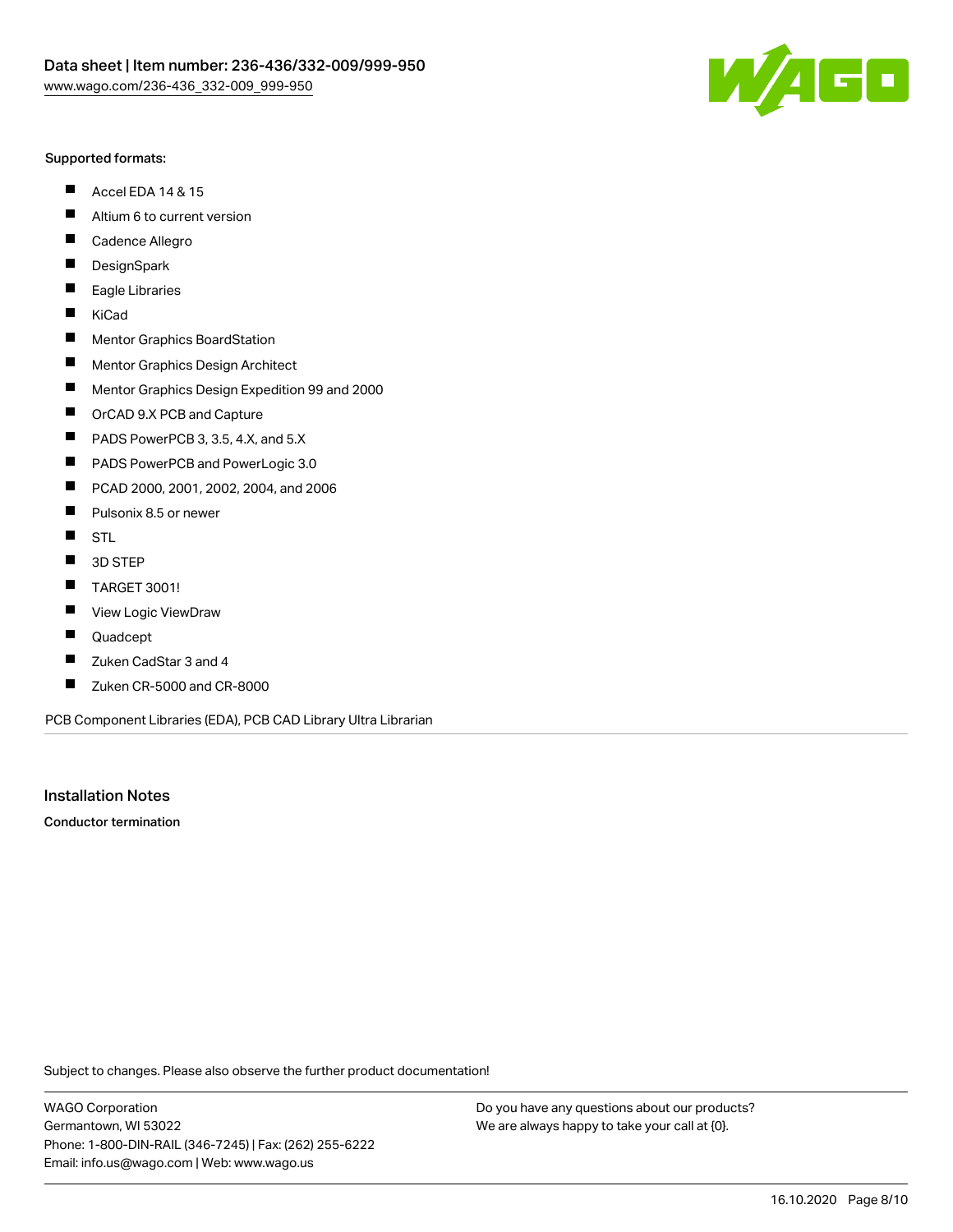Supported formats:

- Accel EDA 14 & 15
- Altium 6 to current version
- Cadence Allegro
- DesignSpark
- Eagle Libraries
- KiCad
- Mentor Graphics BoardStation
- Mentor Graphics Design Architect
- Mentor Graphics Design Expedition 99 and 2000
- OrCAD 9.X PCB and Capture
- PADS PowerPCB 3, 3.5, 4.X, and 5.X
- PADS PowerPCB and PowerLogic 3.0
- PCAD 2000, 2001, 2002, 2004, and 2006
- Pulsonix 8.5 or newer
- STL
- 3D STEP
- TARGET 3001!
- View Logic ViewDraw
- Quadcept
- Zuken CadStar 3 and 4
- Zuken CR-5000 and CR-8000

PCB Component Libraries (EDA), PCB CAD Library Ultra Librarian

## Installation Notes

**Conductor termination**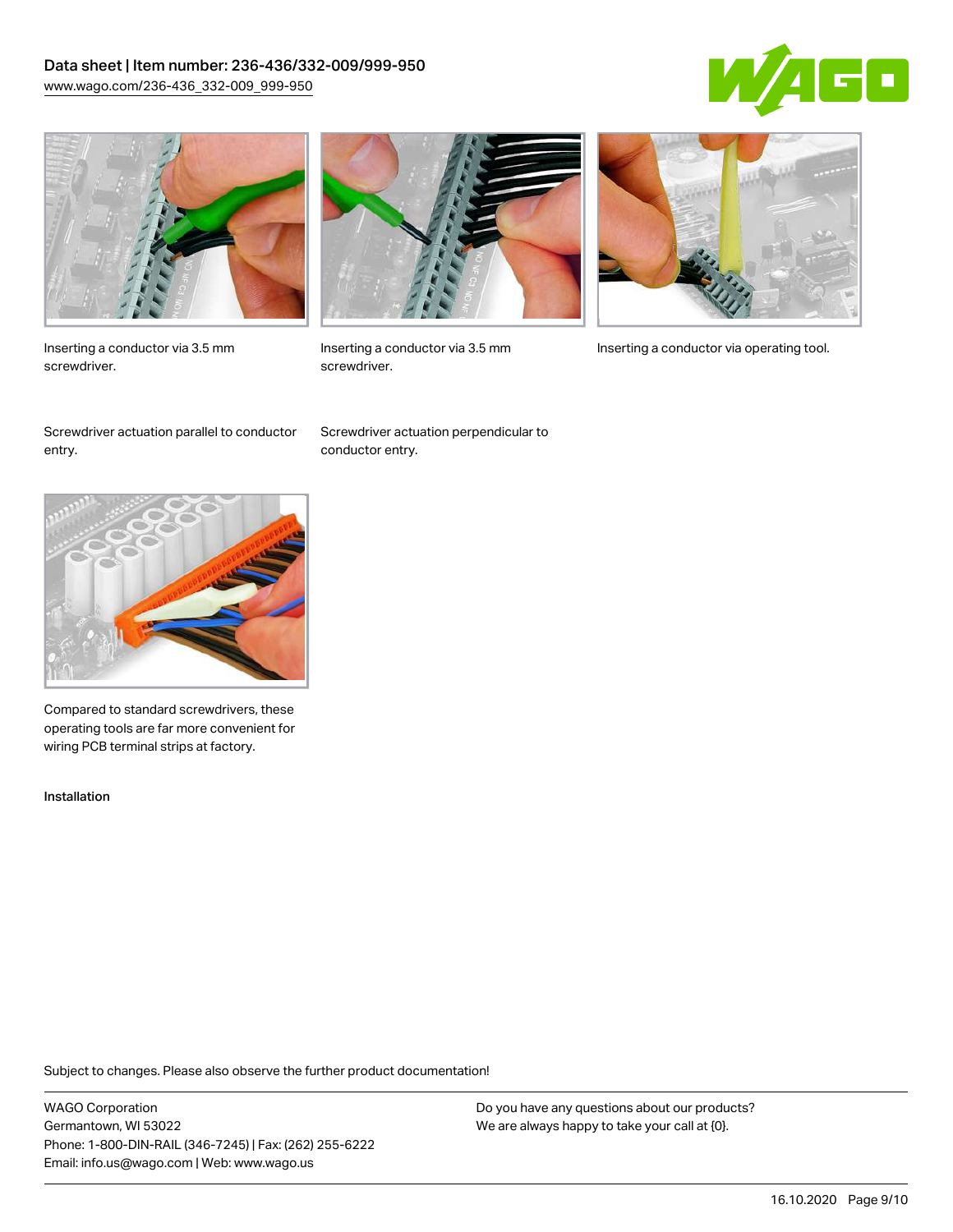Inserting a conductor via 3.5 mm screwdriver.

Inserting a conductor via 3.5 mm screwdriver.

Inserting a conductor via operating tool.

Screwdriver actuation parallel to conductor entry.

Screwdriver actuation perpendicular to conductor entry.

Compared to standard screwdrivers, these operating tools are far more convenient for wiring PCB terminal strips at factory.

Installation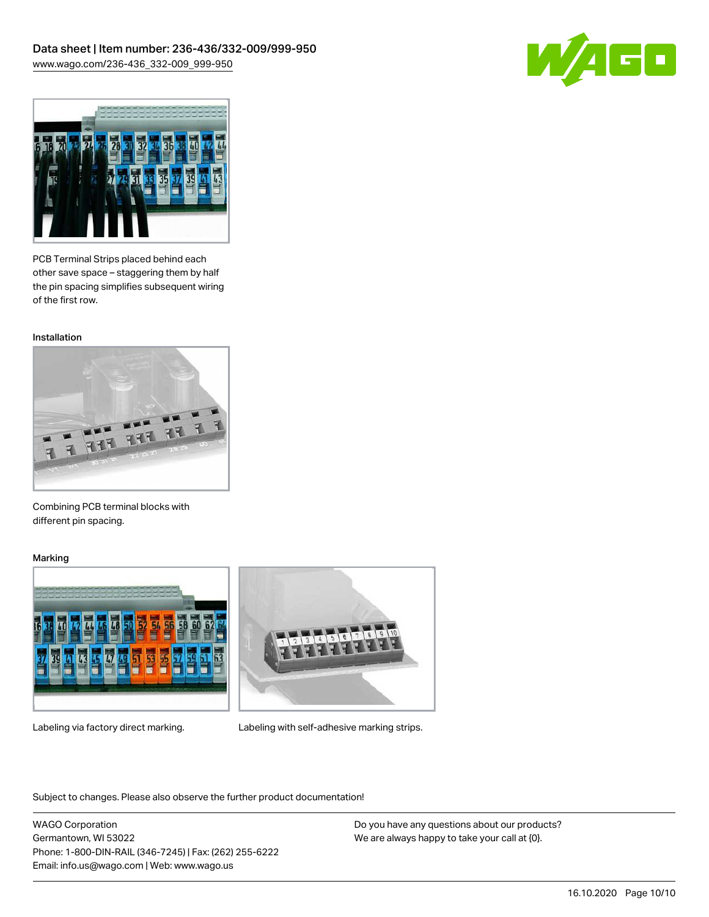PCB Terminal Strips placed behind each other save space – staggering them by half the pin spacing simplifies subsequent wiring of the first row.

### Installation

Combining PCB terminal blocks with different pin spacing.

### Marking

Labeling via factory direct marking.

Labeling with self-adhesive marking strips.

Subject to changes. Please also observe the further product documentation!

WAGO Corporation
Germantown, WI 53022
Phone: 1-800-DIN-RAIL (346-7245) | Fax: (262) 255-6222
Email: info.us@wago.com | Web: www.wago.us

Do you have any questions about our products?
We are always happy to take your call at {0}.